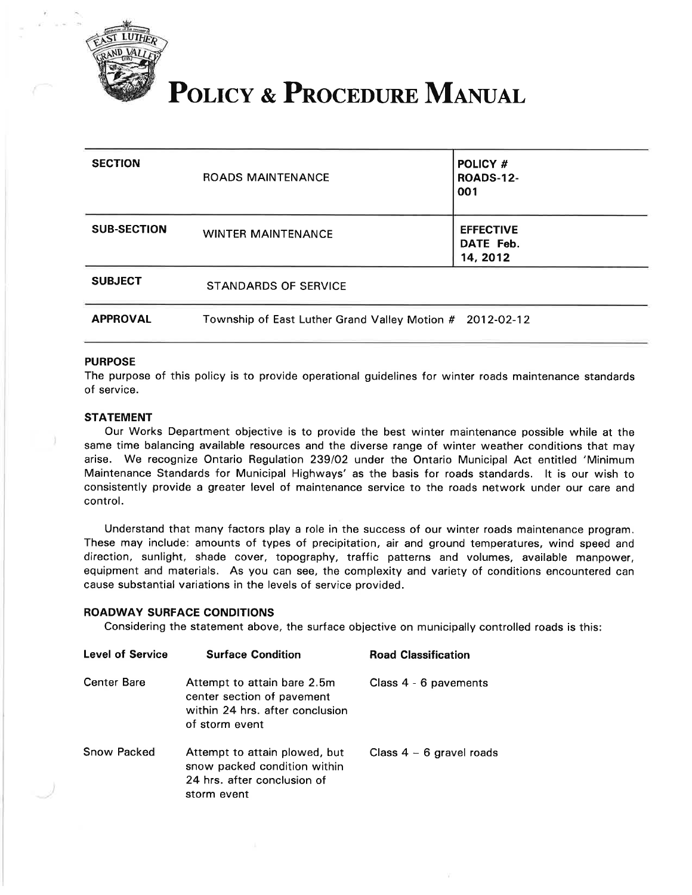# POLICY & PROCEDURE MANUAL

| | | |
|---|---|---|
| **SECTION** | ROADS MAINTENANCE | **POLICY #** **ROADS-12-001** |
| **SUB-SECTION** | WINTER MAINTENANCE | **EFFECTIVE DATE Feb. 14, 2012** |
| **SUBJECT** | STANDARDS OF SERVICE | |
| **APPROVAL** | Township of East Luther Grand Valley Motion # 2012-02-12 | |

### PURPOSE

The purpose of this policy is to provide operational guidelines for winter roads maintenance standards of service.

### STATEMENT

Our Works Department objective is to provide the best winter maintenance possible while at the same time balancing available resources and the diverse range of winter weather conditions that may arise. We recognize Ontario Regulation 239/02 under the Ontario Municipal Act entitled 'Minimum Maintenance Standards for Municipal Highways' as the basis for roads standards. It is our wish to consistently provide a greater level of maintenance service to the roads network under our care and control.

Understand that many factors play a role in the success of our winter roads maintenance program. These may include: amounts of types of precipitation, air and ground temperatures, wind speed and direction, sunlight, shade cover, topography, traffic patterns and volumes, available manpower, equipment and materials. As you can see, the complexity and variety of conditions encountered can cause substantial variations in the levels of service provided.

### ROADWAY SURFACE CONDITIONS

Considering the statement above, the surface objective on municipally controlled roads is this:

| Level of Service | Surface Condition | Road Classification |
|---|---|---|
| Center Bare | Attempt to attain bare 2.5m center section of pavement within 24 hrs. after conclusion of storm event | Class 4 - 6 pavements |
| Snow Packed | Attempt to attain plowed, but snow packed condition within 24 hrs. after conclusion of storm event | Class 4 – 6 gravel roads |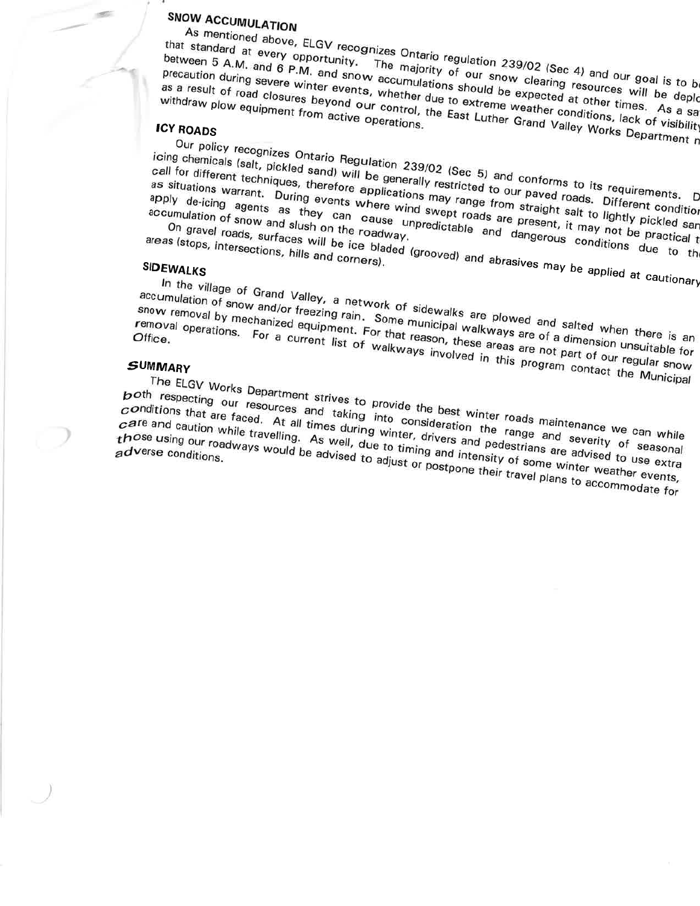## SNOW ACCUMULATION

As mentioned above, ELGV recognizes Ontario regulation 239/02 (Sec 4) and our goal is to b that standard at every opportunity. The majority of our snow clearing resources will be deplo between 5 A.M. and 6 P.M. and snow accumulations should be expected at other times. As a sa precaution during severe winter events, whether due to extreme weather conditions, lack of visibility as a result of road closures beyond our control, the East Luther Grand Valley Works Department n withdraw plow equipment from active operations.

## ICY ROADS

Our policy recognizes Ontario Regulation 239/02 (Sec 5) and conforms to its requirements. D icing chemicals (salt, pickled sand) will be generally restricted to our paved roads. Different conditio call for different techniques, therefore applications may range from straight salt to lightly pickled san as situations warrant. During events where wind swept roads are present, it may not be practical t apply de-icing agents as they can cause unpredictable and dangerous conditions due to th accumulation of snow and slush on the roadway.

On gravel roads, surfaces will be ice bladed (grooved) and abrasives may be applied at cautionary areas (stops, intersections, hills and corners).

## SIDEWALKS

In the village of Grand Valley, a network of sidewalks are plowed and salted when there is an accumulation of snow and/or freezing rain. Some municipal walkways are of a dimension unsuitable for snow removal by mechanized equipment. For that reason, these areas are not part of our regular snow removal operations. For a current list of walkways involved in this program contact the Municipal Office.

## SUMMARY

The ELGV Works Department strives to provide the best winter roads maintenance we can while both respecting our resources and taking into consideration the range and severity of seasonal conditions that are faced. At all times during winter, drivers and pedestrians are advised to use extra care and caution while travelling. As well, due to timing and intensity of some winter weather events, those using our roadways would be advised to adjust or postpone their travel plans to accommodate for adverse conditions.